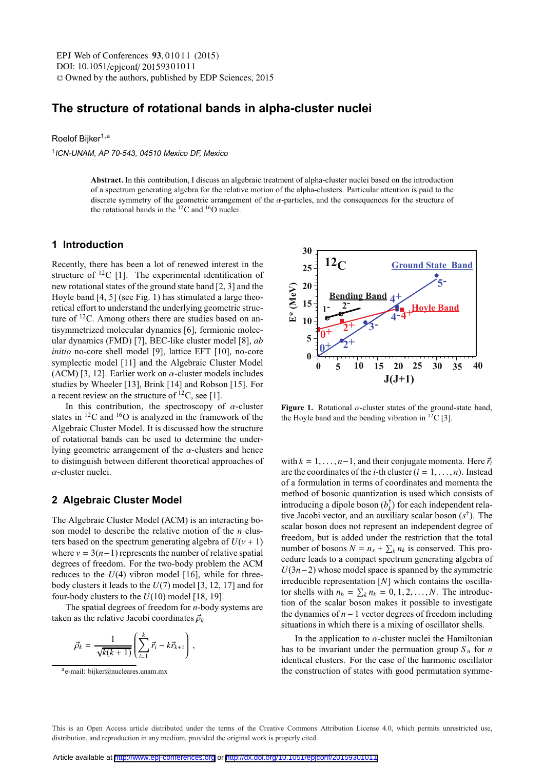# The structure of rotational bands in alpha-cluster nuclei

Roelof Bijker[1,a]

[1] *ICN-UNAM, AP 70-543, 04510 Mexico DF, Mexico*

**Abstract.** In this contribution, I discuss an algebraic treatment of alpha-cluster nuclei based on the introduction of a spectrum generating algebra for the relative motion of the alpha-clusters. Particular attention is paid to the discrete symmetry of the geometric arrangement of the $\alpha$-particles, and the consequences for the structure of the rotational bands in the $^{12}$C and $^{16}$O nuclei.

## 1 Introduction

Recently, there has been a lot of renewed interest in the structure of $^{12}$C [1]. The experimental identification of new rotational states of the ground state band [2, 3] and the Hoyle band [4, 5] (see Fig. 1) has stimulated a large theoretical effort to understand the underlying geometric structure of $^{12}$C. Among others there are studies based on antisymmetrized molecular dynamics [6], fermionic molecular dynamics (FMD) [7], BEC-like cluster model [8], *ab initio* no-core shell model [9], lattice EFT [10], no-core symplectic model [11] and the Algebraic Cluster Model (ACM) [3, 12]. Earlier work on $\alpha$-cluster models includes studies by Wheeler [13], Brink [14] and Robson [15]. For a recent review on the structure of $^{12}$C, see [1].

In this contribution, the spectroscopy of $\alpha$-cluster states in $^{12}$C and $^{16}$O is analyzed in the framework of the Algebraic Cluster Model. It is discussed how the structure of rotational bands can be used to determine the underlying geometric arrangement of the $\alpha$-clusters and hence to distinguish between different theoretical approaches of $\alpha$-cluster nuclei.

**Figure 1.** Rotational $\alpha$-cluster states of the ground-state band, the Hoyle band and the bending vibration in $^{12}$C [3].

## 2 Algebraic Cluster Model

The Algebraic Cluster Model (ACM) is an interacting boson model to describe the relative motion of the $n$ clusters based on the spectrum generating algebra of $U(\nu+1)$ where $\nu = 3(n-1)$ represents the number of relative spatial degrees of freedom. For the two-body problem the ACM reduces to the $U(4)$ vibron model [16], while for three-body clusters it leads to the $U(7)$ model [3, 12, 17] and for four-body clusters to the $U(10)$ model [18, 19].

The spatial degrees of freedom for $n$-body systems are taken as the relative Jacobi coordinates $\vec{\rho}_k$

$$\vec{\rho}_k = \frac{1}{\sqrt{k(k+1)}} \left( \sum_{i=1}^{k} \vec{r}_i - k\vec{r}_{k+1} \right) ,$$

with $k = 1, \ldots, n-1$, and their conjugate momenta. Here $\vec{r}_i$ are the coordinates of the $i$-th cluster ($i = 1, \ldots, n$). Instead of a formulation in terms of coordinates and momenta the method of bosonic quantization is used which consists of introducing a dipole boson ($b_k^{\dagger}$) for each independent relative Jacobi vector, and an auxiliary scalar boson ($s^{\dagger}$). The scalar boson does not represent an independent degree of freedom, but is added under the restriction that the total number of bosons $N = n_s + \sum_k n_k$ is conserved. This procedure leads to a compact spectrum generating algebra of $U(3n-2)$ whose model space is spanned by the symmetric irreducible representation $[N]$ which contains the oscillator shells with $n_b = \sum_k n_k = 0, 1, 2, \ldots, N$. The introduction of the scalar boson makes it possible to investigate the dynamics of $n-1$ vector degrees of freedom including situations in which there is a mixing of oscillator shells.

In the application to $\alpha$-cluster nuclei the Hamiltonian has to be invariant under the permuation group $S_n$ for $n$ identical clusters. For the case of the harmonic oscillator the construction of states with good permutation symme-

[a] e-mail: bijker@nucleares.unam.mx

This is an Open Access article distributed under the terms of the Creative Commons Attribution License 4.0, which permits unrestricted use, distribution, and reproduction in any medium, provided the original work is properly cited.

Article available at http://www.epj-conferences.org or http://dx.doi.org/10.1051/epjconf/20159301011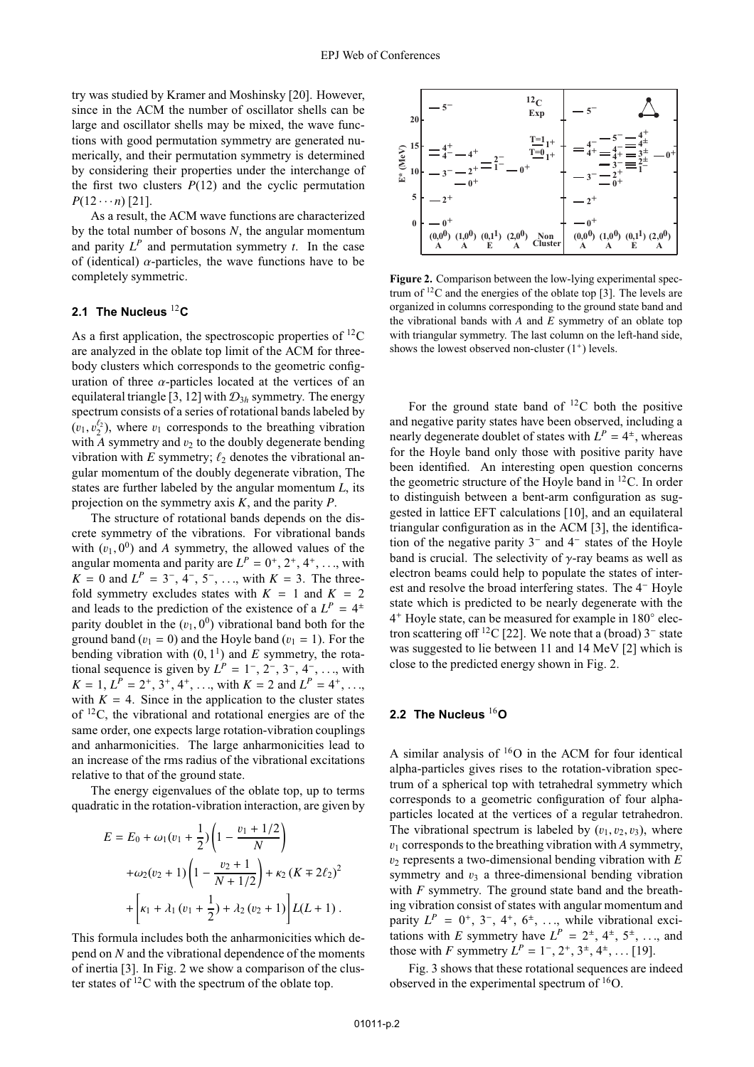try was studied by Kramer and Moshinsky [20]. However, since in the ACM the number of oscillator shells can be large and oscillator shells may be mixed, the wave functions with good permutation symmetry are generated numerically, and their permutation symmetry is determined by considering their properties under the interchange of the first two clusters $P(12)$ and the cyclic permutation $P(12\cdots n)$ [21].

As a result, the ACM wave functions are characterized by the total number of bosons $N$, the angular momentum and parity $L^P$ and permutation symmetry $t$. In the case of (identical) $\alpha$-particles, the wave functions have to be completely symmetric.

### 2.1 The Nucleus $^{12}$C

As a first application, the spectroscopic properties of $^{12}$C are analyzed in the oblate top limit of the ACM for three-body clusters which corresponds to the geometric configuration of three $\alpha$-particles located at the vertices of an equilateral triangle [3, 12] with $\mathcal{D}_{3h}$ symmetry. The energy spectrum consists of a series of rotational bands labeled by $(v_1, v_2^{\ell_2})$, where $v_1$ corresponds to the breathing vibration with $A$ symmetry and $v_2$ to the doubly degenerate bending vibration with $E$ symmetry; $\ell_2$ denotes the vibrational angular momentum of the doubly degenerate vibration, The states are further labeled by the angular momentum $L$, its projection on the symmetry axis $K$, and the parity $P$.

The structure of rotational bands depends on the discrete symmetry of the vibrations. For vibrational bands with $(v_1, 0^0)$ and $A$ symmetry, the allowed values of the angular momenta and parity are $L^P = 0^+, 2^+, 4^+, \ldots$, with $K = 0$ and $L^P = 3^-, 4^-, 5^-, \ldots$, with $K = 3$. The three-fold symmetry excludes states with $K = 1$ and $K = 2$ and leads to the prediction of the existence of a $L^P = 4^{\pm}$ parity doublet in the $(v_1, 0^0)$ vibrational band both for the ground band ($v_1 = 0$) and the Hoyle band ($v_1 = 1$). For the bending vibration with $(0, 1^1)$ and $E$ symmetry, the rotational sequence is given by $L^P = 1^-, 2^-, 3^-, 4^-, \ldots$, with $K = 1$, $L^P = 2^+, 3^+, 4^+, \ldots$, with $K = 2$ and $L^P = 4^+, \ldots$, with $K = 4$. Since in the application to the cluster states of $^{12}$C, the vibrational and rotational energies are of the same order, one expects large rotation-vibration couplings and anharmonicities. The large anharmonicities lead to an increase of the rms radius of the vibrational excitations relative to that of the ground state.

The energy eigenvalues of the oblate top, up to terms quadratic in the rotation-vibration interaction, are given by

$$
\begin{aligned}
E = E_0 &+ \omega_1 (v_1 + \frac{1}{2}) \left( 1 - \frac{v_1 + 1/2}{N} \right) \\
&+ \omega_2 (v_2 + 1) \left( 1 - \frac{v_2 + 1}{N + 1/2} \right) + \kappa_2 \left( K \mp 2\ell_2 \right)^2 \\
&+ \left[ \kappa_1 + \lambda_1 (v_1 + \frac{1}{2}) + \lambda_2 (v_2 + 1) \right] L(L+1) \, .
\end{aligned}
$$

This formula includes both the anharmonicities which depend on $N$ and the vibrational dependence of the moments of inertia [3]. In Fig. 2 we show a comparison of the cluster states of $^{12}$C with the spectrum of the oblate top.

**Figure 2.** Comparison between the low-lying experimental spectrum of $^{12}$C and the energies of the oblate top [3]. The levels are organized in columns corresponding to the ground state band and the vibrational bands with $A$ and $E$ symmetry of an oblate top with triangular symmetry. The last column on the left-hand side, shows the lowest observed non-cluster ($1^+$) levels.

For the ground state band of $^{12}$C both the positive and negative parity states have been observed, including a nearly degenerate doublet of states with $L^P = 4^{\pm}$, whereas for the Hoyle band only those with positive parity have been identified. An interesting open question concerns the geometric structure of the Hoyle band in $^{12}$C. In order to distinguish between a bent-arm configuration as suggested in lattice EFT calculations [10], and an equilateral triangular configuration as in the ACM [3], the identification of the negative parity $3^-$ and $4^-$ states of the Hoyle band is crucial. The selectivity of $\gamma$-ray beams as well as electron beams could help to populate the states of interest and resolve the broad interfering states. The $4^-$ Hoyle state which is predicted to be nearly degenerate with the $4^+$ Hoyle state, can be measured for example in 180° electron scattering off $^{12}$C [22]. We note that a (broad) $3^-$ state was suggested to lie between 11 and 14 MeV [2] which is close to the predicted energy shown in Fig. 2.

### 2.2 The Nucleus $^{16}$O

A similar analysis of $^{16}$O in the ACM for four identical alpha-particles gives rises to the rotation-vibration spectrum of a spherical top with tetrahedral symmetry which corresponds to a geometric configuration of four alpha-particles located at the vertices of a regular tetrahedron. The vibrational spectrum is labeled by $(v_1, v_2, v_3)$, where $v_1$ corresponds to the breathing vibration with $A$ symmetry, $v_2$ represents a two-dimensional bending vibration with $E$ symmetry and $v_3$ a three-dimensional bending vibration with $F$ symmetry. The ground state band and the breathing vibration consist of states with angular momentum and parity $L^P = 0^+, 3^-, 4^+, 6^{\pm}, \ldots$, while vibrational excitations with $E$ symmetry have $L^P = 2^{\pm}, 4^{\pm}, 5^{\pm}, \ldots$, and those with $F$ symmetry $L^P = 1^-, 2^+, 3^{\pm}, 4^{\pm}, \ldots$ [19].

Fig. 3 shows that these rotational sequences are indeed observed in the experimental spectrum of $^{16}$O.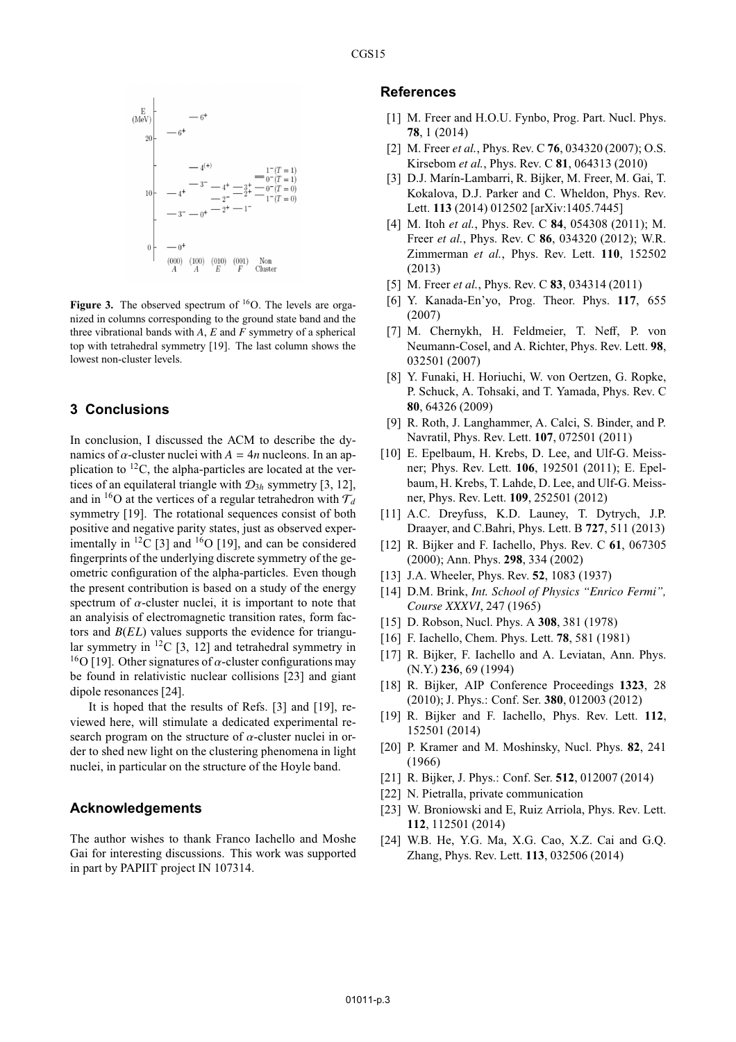E
(MeV)

20

10

0

— 6+

— 6+

— 4(+)

— 3− — 4+ — 3+ — 1− (T = 1)

— 4+ — 2− — 2+ — 0− (T = 1)

— 3− — 0+ — 2+ — 1− — 0− (T = 0)

— 1− (T = 0)

— 0+

(000) (100) (010) (001) Non
A A E F Cluster

**Figure 3.** The observed spectrum of $^{16}$O. The levels are organized in columns corresponding to the ground state band and the three vibrational bands with $A$, $E$ and $F$ symmetry of a spherical top with tetrahedral symmetry [19]. The last column shows the lowest non-cluster levels.

## 3 Conclusions

In conclusion, I discussed the ACM to describe the dynamics of $\alpha$-cluster nuclei with $A = 4n$ nucleons. In an application to $^{12}$C, the alpha-particles are located at the vertices of an equilateral triangle with $\mathcal{D}_{3h}$ symmetry [3, 12], and in $^{16}$O at the vertices of a regular tetrahedron with $\mathcal{T}_d$ symmetry [19]. The rotational sequences consist of both positive and negative parity states, just as observed experimentally in $^{12}$C [3] and $^{16}$O [19], and can be considered fingerprints of the underlying discrete symmetry of the geometric configuration of the alpha-particles. Even though the present contribution is based on a study of the energy spectrum of $\alpha$-cluster nuclei, it is important to note that an analyisis of electromagnetic transition rates, form factors and $B(EL)$ values supports the evidence for triangular symmetry in $^{12}$C [3, 12] and tetrahedral symmetry in $^{16}$O [19]. Other signatures of $\alpha$-cluster configurations may be found in relativistic nuclear collisions [23] and giant dipole resonances [24].

It is hoped that the results of Refs. [3] and [19], reviewed here, will stimulate a dedicated experimental research program on the structure of $\alpha$-cluster nuclei in order to shed new light on the clustering phenomena in light nuclei, in particular on the structure of the Hoyle band.

## Acknowledgements

The author wishes to thank Franco Iachello and Moshe Gai for interesting discussions. This work was supported in part by PAPIIT project IN 107314.

## References

[1] M. Freer and H.O.U. Fynbo, Prog. Part. Nucl. Phys. **78**, 1 (2014)

[2] M. Freer *et al.*, Phys. Rev. C **76**, 034320 (2007); O.S. Kirsebom *et al.*, Phys. Rev. C **81**, 064313 (2010)

[3] D.J. Marín-Lambarri, R. Bijker, M. Freer, M. Gai, T. Kokalova, D.J. Parker and C. Wheldon, Phys. Rev. Lett. **113** (2014) 012502 [arXiv:1405.7445]

[4] M. Itoh *et al.*, Phys. Rev. C **84**, 054308 (2011); M. Freer *et al.*, Phys. Rev. C **86**, 034320 (2012); W.R. Zimmerman *et al.*, Phys. Rev. Lett. **110**, 152502 (2013)

[5] M. Freer *et al.*, Phys. Rev. C **83**, 034314 (2011)

[6] Y. Kanada-En'yo, Prog. Theor. Phys. **117**, 655 (2007)

[7] M. Chernykh, H. Feldmeier, T. Neff, P. von Neumann-Cosel, and A. Richter, Phys. Rev. Lett. **98**, 032501 (2007)

[8] Y. Funaki, H. Horiuchi, W. von Oertzen, G. Ropke, P. Schuck, A. Tohsaki, and T. Yamada, Phys. Rev. C **80**, 64326 (2009)

[9] R. Roth, J. Langhammer, A. Calci, S. Binder, and P. Navratil, Phys. Rev. Lett. **107**, 072501 (2011)

[10] E. Epelbaum, H. Krebs, D. Lee, and Ulf-G. Meissner; Phys. Rev. Lett. **106**, 192501 (2011); E. Epelbaum, H. Krebs, T. Lahde, D. Lee, and Ulf-G. Meissner, Phys. Rev. Lett. **109**, 252501 (2012)

[11] A.C. Dreyfuss, K.D. Launey, T. Dytrych, J.P. Draayer, and C.Bahri, Phys. Lett. B **727**, 511 (2013)

[12] R. Bijker and F. Iachello, Phys. Rev. C **61**, 067305 (2000); Ann. Phys. **298**, 334 (2002)

[13] J.A. Wheeler, Phys. Rev. **52**, 1083 (1937)

[14] D.M. Brink, *Int. School of Physics "Enrico Fermi", Course XXXVI*, 247 (1965)

[15] D. Robson, Nucl. Phys. A **308**, 381 (1978)

[16] F. Iachello, Chem. Phys. Lett. **78**, 581 (1981)

[17] R. Bijker, F. Iachello and A. Leviatan, Ann. Phys. (N.Y.) **236**, 69 (1994)

[18] R. Bijker, AIP Conference Proceedings **1323**, 28 (2010); J. Phys.: Conf. Ser. **380**, 012003 (2012)

[19] R. Bijker and F. Iachello, Phys. Rev. Lett. **112**, 152501 (2014)

[20] P. Kramer and M. Moshinsky, Nucl. Phys. **82**, 241 (1966)

[21] R. Bijker, J. Phys.: Conf. Ser. **512**, 012007 (2014)

[22] N. Pietralla, private communication

[23] W. Broniowski and E, Ruiz Arriola, Phys. Rev. Lett. **112**, 112501 (2014)

[24] W.B. He, Y.G. Ma, X.G. Cao, X.Z. Cai and G.Q. Zhang, Phys. Rev. Lett. **113**, 032506 (2014)